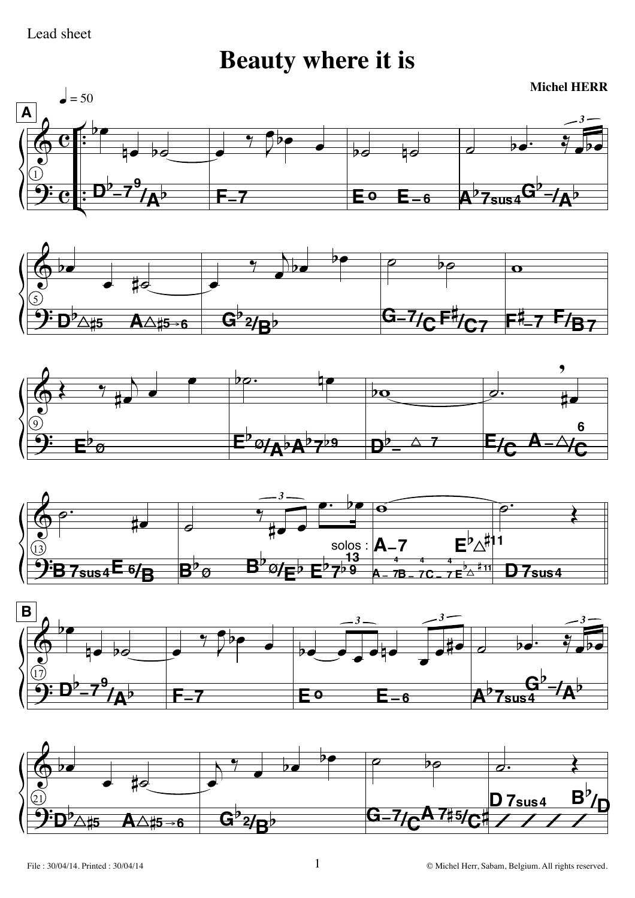Lead sheet

# Beauty where it is

**Michel HERR**

♩ = 50

**A**

| Bar | Chord |
|---|---|
| 1 | D♭–7⁹/A♭ |
| 2 | F–7 |
| 3 | E o  E–6 |
| 4 | A♭7sus4  G♭–/A♭ |
| 5 | D♭△♯5  A△♯5→6 |
| 6 | G♭2/B♭ |
| 7 | G–7/C  F♯/C7 |
| 8 | F♯–7  F/B7 |
| 9 | E♭ø |
| 10 | E♭ø/A♭  A♭7♭9 |
| 11 | D♭– △7 |
| 12 | E/C  A–△6/C |
| 13 | B7sus4  E6/B |
| 14 | B♭ø  B♭ø/E♭  E♭7♭9 13 |
| 15 | solos : A–7  E♭△♯11 (A–7 B–7 C–7 E♭△♯11) |
| 16 | D7sus4 |

**B**

| Bar | Chord |
|---|---|
| 17 | D♭–7⁹/A♭ |
| 18 | F–7 |
| 19 | E o  E–6 |
| 20 | A♭7sus4  G♭–/A♭ |
| 21 | D♭△♯5  A△♯5→6 |
| 22 | G♭2/B♭ |
| 23 | G–7/C  A7♯5/C♯ |
| 24 | D7sus4  B♭/D |

File : 30/04/14. Printed : 30/04/14

© Michel Herr, Sabam, Belgium. All rights reserved.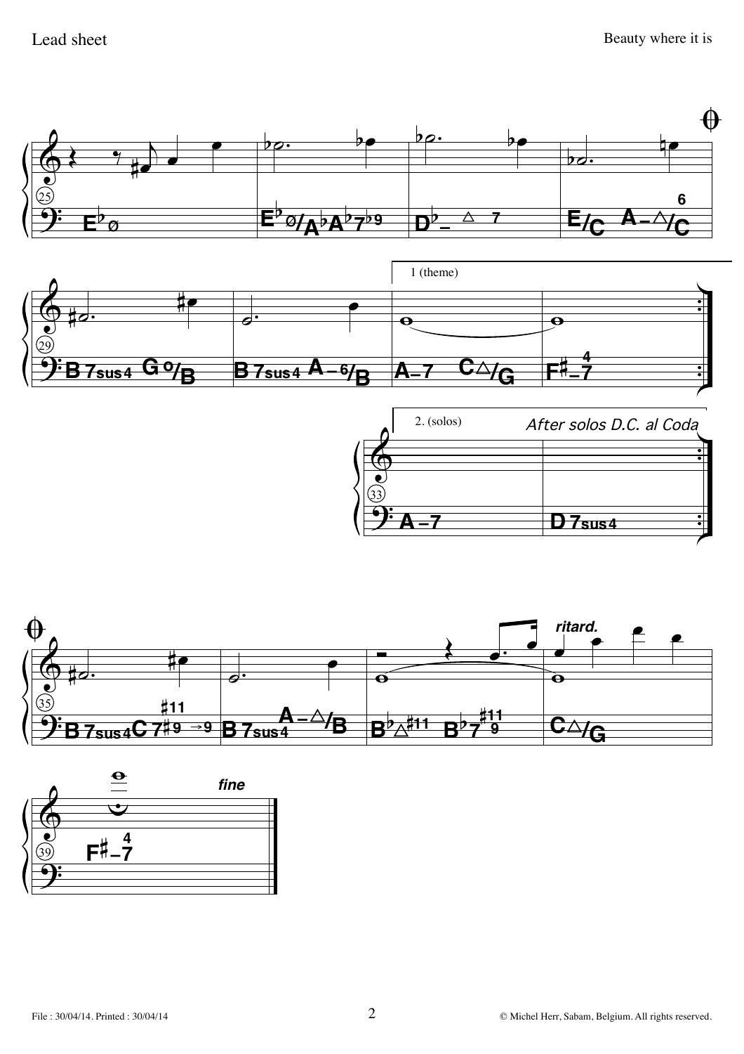1 (theme)

2. (solos)

*After solos D.C. al Coda*

*ritard.*

*fine*